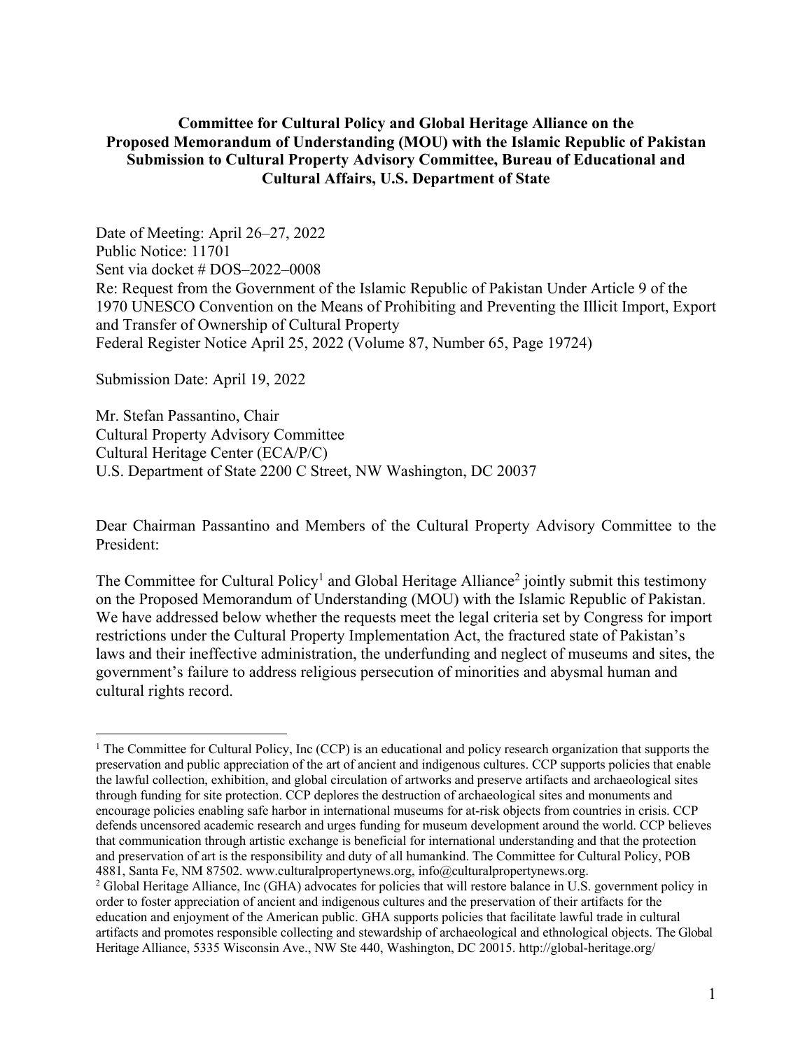**Committee for Cultural Policy and Global Heritage Alliance on the Proposed Memorandum of Understanding (MOU) with the Islamic Republic of Pakistan Submission to Cultural Property Advisory Committee, Bureau of Educational and Cultural Affairs, U.S. Department of State**

Date of Meeting: April 26–27, 2022
Public Notice: 11701
Sent via docket # DOS–2022–0008
Re: Request from the Government of the Islamic Republic of Pakistan Under Article 9 of the 1970 UNESCO Convention on the Means of Prohibiting and Preventing the Illicit Import, Export and Transfer of Ownership of Cultural Property
Federal Register Notice April 25, 2022 (Volume 87, Number 65, Page 19724)

Submission Date: April 19, 2022

Mr. Stefan Passantino, Chair
Cultural Property Advisory Committee
Cultural Heritage Center (ECA/P/C)
U.S. Department of State 2200 C Street, NW Washington, DC 20037

Dear Chairman Passantino and Members of the Cultural Property Advisory Committee to the President:

The Committee for Cultural Policy[1] and Global Heritage Alliance[2] jointly submit this testimony on the Proposed Memorandum of Understanding (MOU) with the Islamic Republic of Pakistan. We have addressed below whether the requests meet the legal criteria set by Congress for import restrictions under the Cultural Property Implementation Act, the fractured state of Pakistan's laws and their ineffective administration, the underfunding and neglect of museums and sites, the government's failure to address religious persecution of minorities and abysmal human and cultural rights record.

---

[1] The Committee for Cultural Policy, Inc (CCP) is an educational and policy research organization that supports the preservation and public appreciation of the art of ancient and indigenous cultures. CCP supports policies that enable the lawful collection, exhibition, and global circulation of artworks and preserve artifacts and archaeological sites through funding for site protection. CCP deplores the destruction of archaeological sites and monuments and encourage policies enabling safe harbor in international museums for at-risk objects from countries in crisis. CCP defends uncensored academic research and urges funding for museum development around the world. CCP believes that communication through artistic exchange is beneficial for international understanding and that the protection and preservation of art is the responsibility and duty of all humankind. The Committee for Cultural Policy, POB 4881, Santa Fe, NM 87502. www.culturalpropertynews.org, info@culturalpropertynews.org.

[2] Global Heritage Alliance, Inc (GHA) advocates for policies that will restore balance in U.S. government policy in order to foster appreciation of ancient and indigenous cultures and the preservation of their artifacts for the education and enjoyment of the American public. GHA supports policies that facilitate lawful trade in cultural artifacts and promotes responsible collecting and stewardship of archaeological and ethnological objects. The Global Heritage Alliance, 5335 Wisconsin Ave., NW Ste 440, Washington, DC 20015. http://global-heritage.org/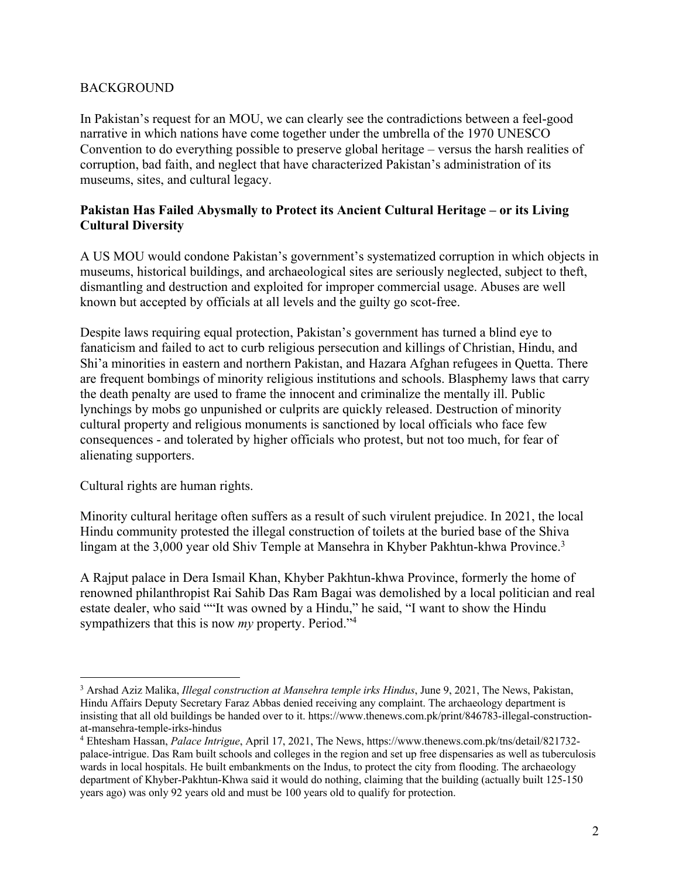BACKGROUND

In Pakistan's request for an MOU, we can clearly see the contradictions between a feel-good narrative in which nations have come together under the umbrella of the 1970 UNESCO Convention to do everything possible to preserve global heritage – versus the harsh realities of corruption, bad faith, and neglect that have characterized Pakistan's administration of its museums, sites, and cultural legacy.

**Pakistan Has Failed Abysmally to Protect its Ancient Cultural Heritage – or its Living Cultural Diversity**

A US MOU would condone Pakistan's government's systematized corruption in which objects in museums, historical buildings, and archaeological sites are seriously neglected, subject to theft, dismantling and destruction and exploited for improper commercial usage. Abuses are well known but accepted by officials at all levels and the guilty go scot-free.

Despite laws requiring equal protection, Pakistan's government has turned a blind eye to fanaticism and failed to act to curb religious persecution and killings of Christian, Hindu, and Shi'a minorities in eastern and northern Pakistan, and Hazara Afghan refugees in Quetta. There are frequent bombings of minority religious institutions and schools. Blasphemy laws that carry the death penalty are used to frame the innocent and criminalize the mentally ill. Public lynchings by mobs go unpunished or culprits are quickly released. Destruction of minority cultural property and religious monuments is sanctioned by local officials who face few consequences - and tolerated by higher officials who protest, but not too much, for fear of alienating supporters.

Cultural rights are human rights.

Minority cultural heritage often suffers as a result of such virulent prejudice. In 2021, the local Hindu community protested the illegal construction of toilets at the buried base of the Shiva lingam at the 3,000 year old Shiv Temple at Mansehra in Khyber Pakhtun-khwa Province.[3]

A Rajput palace in Dera Ismail Khan, Khyber Pakhtun-khwa Province, formerly the home of renowned philanthropist Rai Sahib Das Ram Bagai was demolished by a local politician and real estate dealer, who said ""It was owned by a Hindu," he said, "I want to show the Hindu sympathizers that this is now *my* property. Period."[4]

---

[3] Arshad Aziz Malika, *Illegal construction at Mansehra temple irks Hindus*, June 9, 2021, The News, Pakistan, Hindu Affairs Deputy Secretary Faraz Abbas denied receiving any complaint. The archaeology department is insisting that all old buildings be handed over to it. https://www.thenews.com.pk/print/846783-illegal-construction-at-mansehra-temple-irks-hindus

[4] Ehtesham Hassan, *Palace Intrigue*, April 17, 2021, The News, https://www.thenews.com.pk/tns/detail/821732-palace-intrigue. Das Ram built schools and colleges in the region and set up free dispensaries as well as tuberculosis wards in local hospitals. He built embankments on the Indus, to protect the city from flooding. The archaeology department of Khyber-Pakhtun-Khwa said it would do nothing, claiming that the building (actually built 125-150 years ago) was only 92 years old and must be 100 years old to qualify for protection.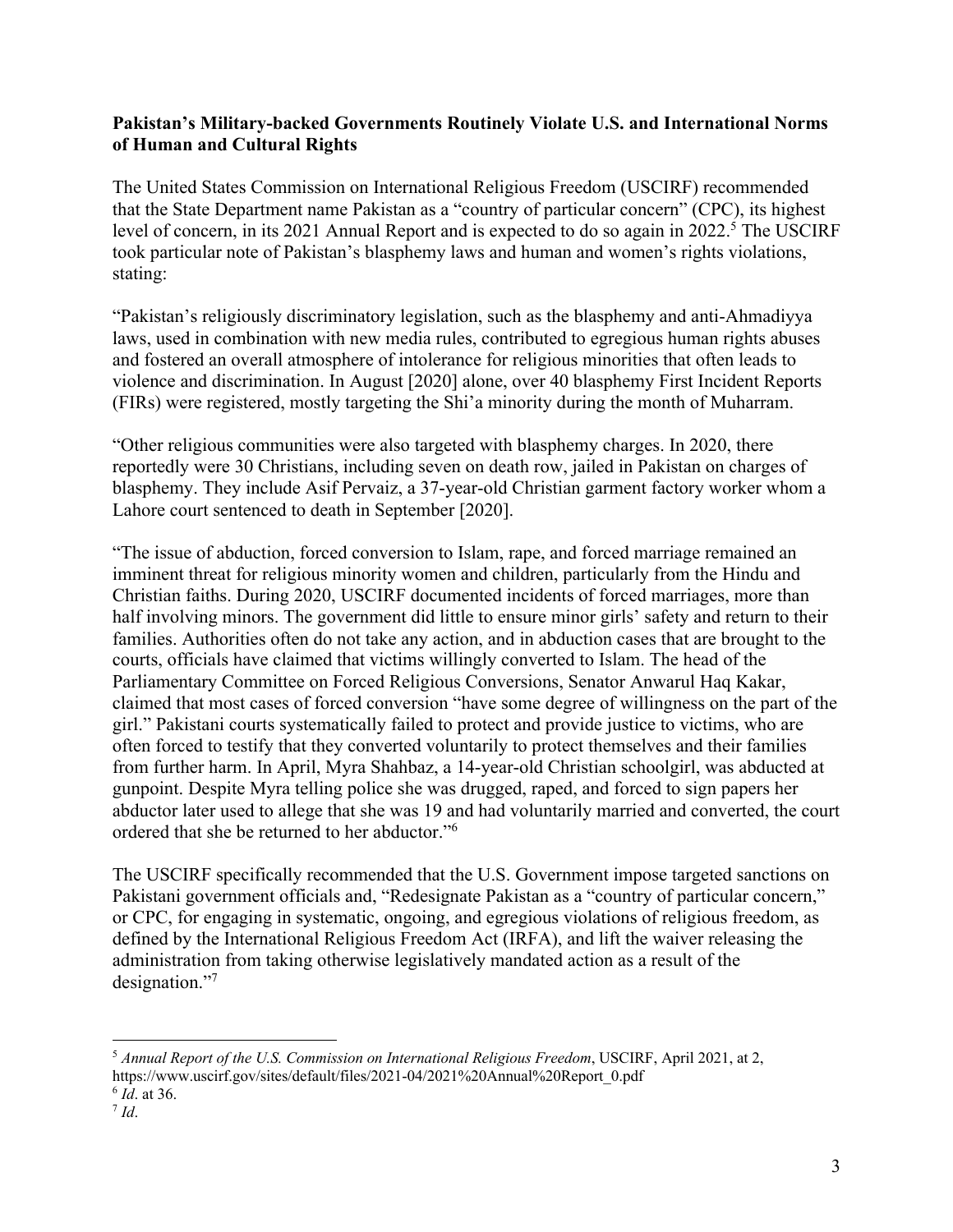**Pakistan's Military-backed Governments Routinely Violate U.S. and International Norms of Human and Cultural Rights**

The United States Commission on International Religious Freedom (USCIRF) recommended that the State Department name Pakistan as a "country of particular concern" (CPC), its highest level of concern, in its 2021 Annual Report and is expected to do so again in 2022.[5] The USCIRF took particular note of Pakistan's blasphemy laws and human and women's rights violations, stating:

"Pakistan's religiously discriminatory legislation, such as the blasphemy and anti-Ahmadiyya laws, used in combination with new media rules, contributed to egregious human rights abuses and fostered an overall atmosphere of intolerance for religious minorities that often leads to violence and discrimination. In August [2020] alone, over 40 blasphemy First Incident Reports (FIRs) were registered, mostly targeting the Shi'a minority during the month of Muharram.

"Other religious communities were also targeted with blasphemy charges. In 2020, there reportedly were 30 Christians, including seven on death row, jailed in Pakistan on charges of blasphemy. They include Asif Pervaiz, a 37-year-old Christian garment factory worker whom a Lahore court sentenced to death in September [2020].

"The issue of abduction, forced conversion to Islam, rape, and forced marriage remained an imminent threat for religious minority women and children, particularly from the Hindu and Christian faiths. During 2020, USCIRF documented incidents of forced marriages, more than half involving minors. The government did little to ensure minor girls' safety and return to their families. Authorities often do not take any action, and in abduction cases that are brought to the courts, officials have claimed that victims willingly converted to Islam. The head of the Parliamentary Committee on Forced Religious Conversions, Senator Anwarul Haq Kakar, claimed that most cases of forced conversion "have some degree of willingness on the part of the girl." Pakistani courts systematically failed to protect and provide justice to victims, who are often forced to testify that they converted voluntarily to protect themselves and their families from further harm. In April, Myra Shahbaz, a 14-year-old Christian schoolgirl, was abducted at gunpoint. Despite Myra telling police she was drugged, raped, and forced to sign papers her abductor later used to allege that she was 19 and had voluntarily married and converted, the court ordered that she be returned to her abductor."[6]

The USCIRF specifically recommended that the U.S. Government impose targeted sanctions on Pakistani government officials and, "Redesignate Pakistan as a "country of particular concern," or CPC, for engaging in systematic, ongoing, and egregious violations of religious freedom, as defined by the International Religious Freedom Act (IRFA), and lift the waiver releasing the administration from taking otherwise legislatively mandated action as a result of the designation."[7]

---

[5] *Annual Report of the U.S. Commission on International Religious Freedom*, USCIRF, April 2021, at 2, https://www.uscirf.gov/sites/default/files/2021-04/2021%20Annual%20Report_0.pdf

[6] *Id*. at 36.

[7] *Id*.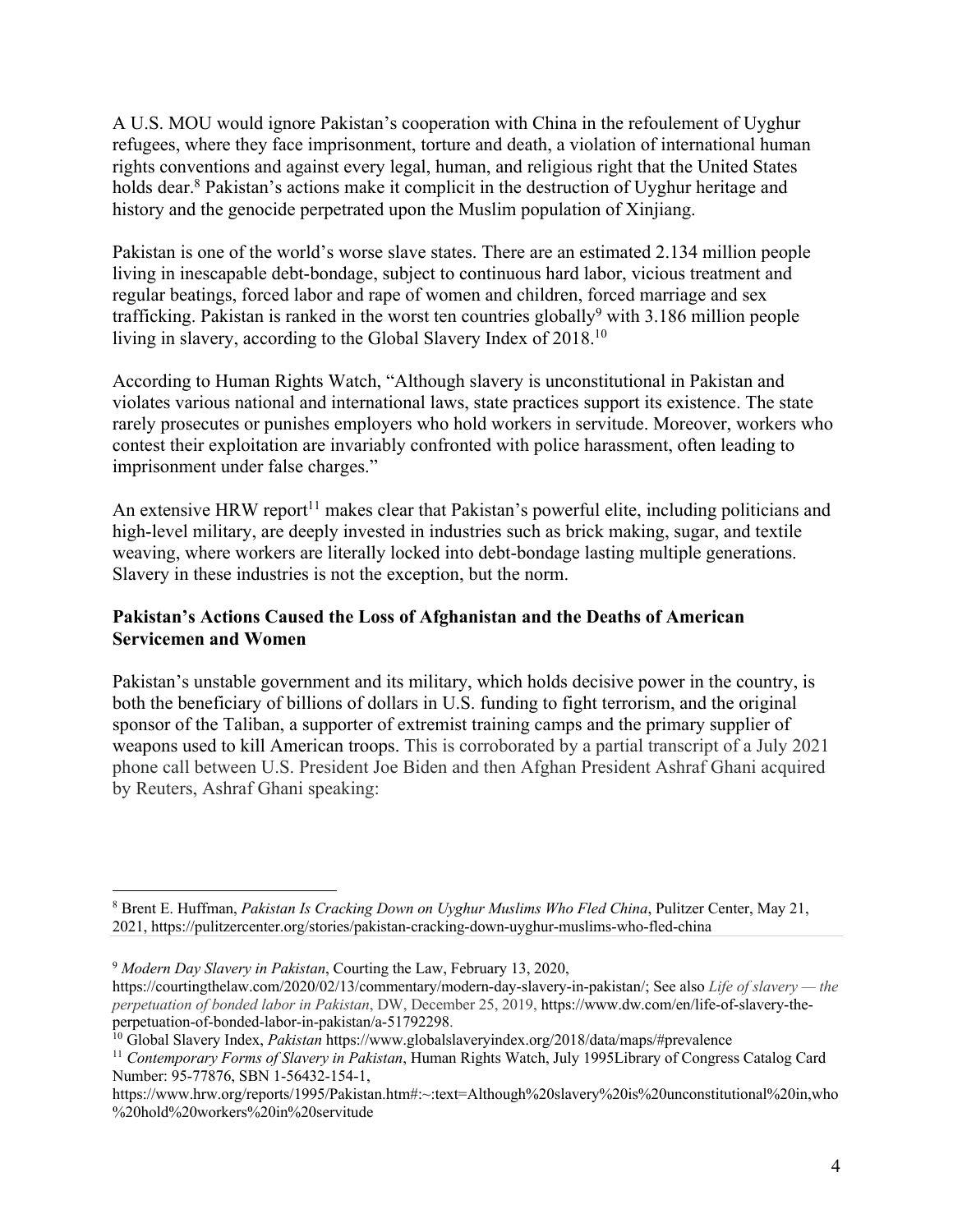A U.S. MOU would ignore Pakistan's cooperation with China in the refoulement of Uyghur refugees, where they face imprisonment, torture and death, a violation of international human rights conventions and against every legal, human, and religious right that the United States holds dear.[8] Pakistan's actions make it complicit in the destruction of Uyghur heritage and history and the genocide perpetrated upon the Muslim population of Xinjiang.

Pakistan is one of the world's worse slave states. There are an estimated 2.134 million people living in inescapable debt-bondage, subject to continuous hard labor, vicious treatment and regular beatings, forced labor and rape of women and children, forced marriage and sex trafficking. Pakistan is ranked in the worst ten countries globally[9] with 3.186 million people living in slavery, according to the Global Slavery Index of 2018.[10]

According to Human Rights Watch, "Although slavery is unconstitutional in Pakistan and violates various national and international laws, state practices support its existence. The state rarely prosecutes or punishes employers who hold workers in servitude. Moreover, workers who contest their exploitation are invariably confronted with police harassment, often leading to imprisonment under false charges."

An extensive HRW report[11] makes clear that Pakistan's powerful elite, including politicians and high-level military, are deeply invested in industries such as brick making, sugar, and textile weaving, where workers are literally locked into debt-bondage lasting multiple generations. Slavery in these industries is not the exception, but the norm.

**Pakistan's Actions Caused the Loss of Afghanistan and the Deaths of American Servicemen and Women**

Pakistan's unstable government and its military, which holds decisive power in the country, is both the beneficiary of billions of dollars in U.S. funding to fight terrorism, and the original sponsor of the Taliban, a supporter of extremist training camps and the primary supplier of weapons used to kill American troops. This is corroborated by a partial transcript of a July 2021 phone call between U.S. President Joe Biden and then Afghan President Ashraf Ghani acquired by Reuters, Ashraf Ghani speaking:

---

[8] Brent E. Huffman, *Pakistan Is Cracking Down on Uyghur Muslims Who Fled China*, Pulitzer Center, May 21, 2021, https://pulitzercenter.org/stories/pakistan-cracking-down-uyghur-muslims-who-fled-china

[9] *Modern Day Slavery in Pakistan*, Courting the Law, February 13, 2020, https://courtingthelaw.com/2020/02/13/commentary/modern-day-slavery-in-pakistan/; See also *Life of slavery — the perpetuation of bonded labor in Pakistan*, DW, December 25, 2019, https://www.dw.com/en/life-of-slavery-the-perpetuation-of-bonded-labor-in-pakistan/a-51792298.

[10] Global Slavery Index, *Pakistan* https://www.globalslaveryindex.org/2018/data/maps/#prevalence

[11] *Contemporary Forms of Slavery in Pakistan*, Human Rights Watch, July 1995Library of Congress Catalog Card Number: 95-77876, SBN 1-56432-154-1, https://www.hrw.org/reports/1995/Pakistan.htm#:~:text=Although%20slavery%20is%20unconstitutional%20in,who%20hold%20workers%20in%20servitude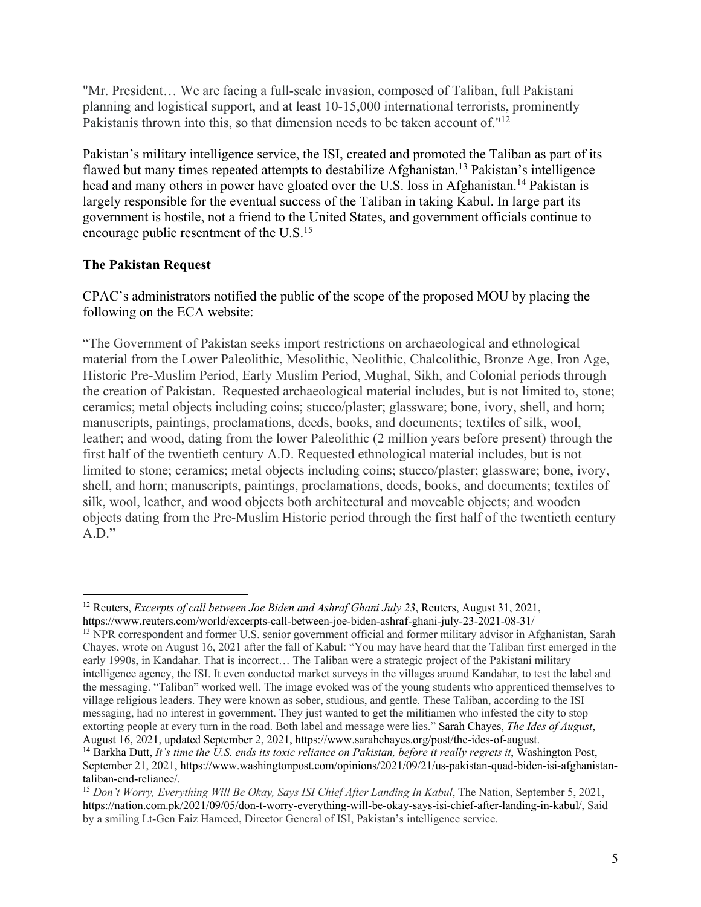"Mr. President… We are facing a full-scale invasion, composed of Taliban, full Pakistani planning and logistical support, and at least 10-15,000 international terrorists, prominently Pakistanis thrown into this, so that dimension needs to be taken account of."[12]

Pakistan's military intelligence service, the ISI, created and promoted the Taliban as part of its flawed but many times repeated attempts to destabilize Afghanistan.[13] Pakistan's intelligence head and many others in power have gloated over the U.S. loss in Afghanistan.[14] Pakistan is largely responsible for the eventual success of the Taliban in taking Kabul. In large part its government is hostile, not a friend to the United States, and government officials continue to encourage public resentment of the U.S.[15]

**The Pakistan Request**

CPAC's administrators notified the public of the scope of the proposed MOU by placing the following on the ECA website:

"The Government of Pakistan seeks import restrictions on archaeological and ethnological material from the Lower Paleolithic, Mesolithic, Neolithic, Chalcolithic, Bronze Age, Iron Age, Historic Pre-Muslim Period, Early Muslim Period, Mughal, Sikh, and Colonial periods through the creation of Pakistan. Requested archaeological material includes, but is not limited to, stone; ceramics; metal objects including coins; stucco/plaster; glassware; bone, ivory, shell, and horn; manuscripts, paintings, proclamations, deeds, books, and documents; textiles of silk, wool, leather; and wood, dating from the lower Paleolithic (2 million years before present) through the first half of the twentieth century A.D. Requested ethnological material includes, but is not limited to stone; ceramics; metal objects including coins; stucco/plaster; glassware; bone, ivory, shell, and horn; manuscripts, paintings, proclamations, deeds, books, and documents; textiles of silk, wool, leather, and wood objects both architectural and moveable objects; and wooden objects dating from the Pre-Muslim Historic period through the first half of the twentieth century A.D."

---

[12] Reuters, *Excerpts of call between Joe Biden and Ashraf Ghani July 23*, Reuters, August 31, 2021, https://www.reuters.com/world/excerpts-call-between-joe-biden-ashraf-ghani-july-23-2021-08-31/

[13] NPR correspondent and former U.S. senior government official and former military advisor in Afghanistan, Sarah Chayes, wrote on August 16, 2021 after the fall of Kabul: "You may have heard that the Taliban first emerged in the early 1990s, in Kandahar. That is incorrect… The Taliban were a strategic project of the Pakistani military intelligence agency, the ISI. It even conducted market surveys in the villages around Kandahar, to test the label and the messaging. "Taliban" worked well. The image evoked was of the young students who apprenticed themselves to village religious leaders. They were known as sober, studious, and gentle. These Taliban, according to the ISI messaging, had no interest in government. They just wanted to get the militiamen who infested the city to stop extorting people at every turn in the road. Both label and message were lies." Sarah Chayes, *The Ides of August*, August 16, 2021, updated September 2, 2021, https://www.sarahchayes.org/post/the-ides-of-august.

[14] Barkha Dutt, *It's time the U.S. ends its toxic reliance on Pakistan, before it really regrets it*, Washington Post, September 21, 2021, https://www.washingtonpost.com/opinions/2021/09/21/us-pakistan-quad-biden-isi-afghanistan-taliban-end-reliance/.

[15] *Don't Worry, Everything Will Be Okay, Says ISI Chief After Landing In Kabul*, The Nation, September 5, 2021, https://nation.com.pk/2021/09/05/don-t-worry-everything-will-be-okay-says-isi-chief-after-landing-in-kabul/, Said by a smiling Lt-Gen Faiz Hameed, Director General of ISI, Pakistan's intelligence service.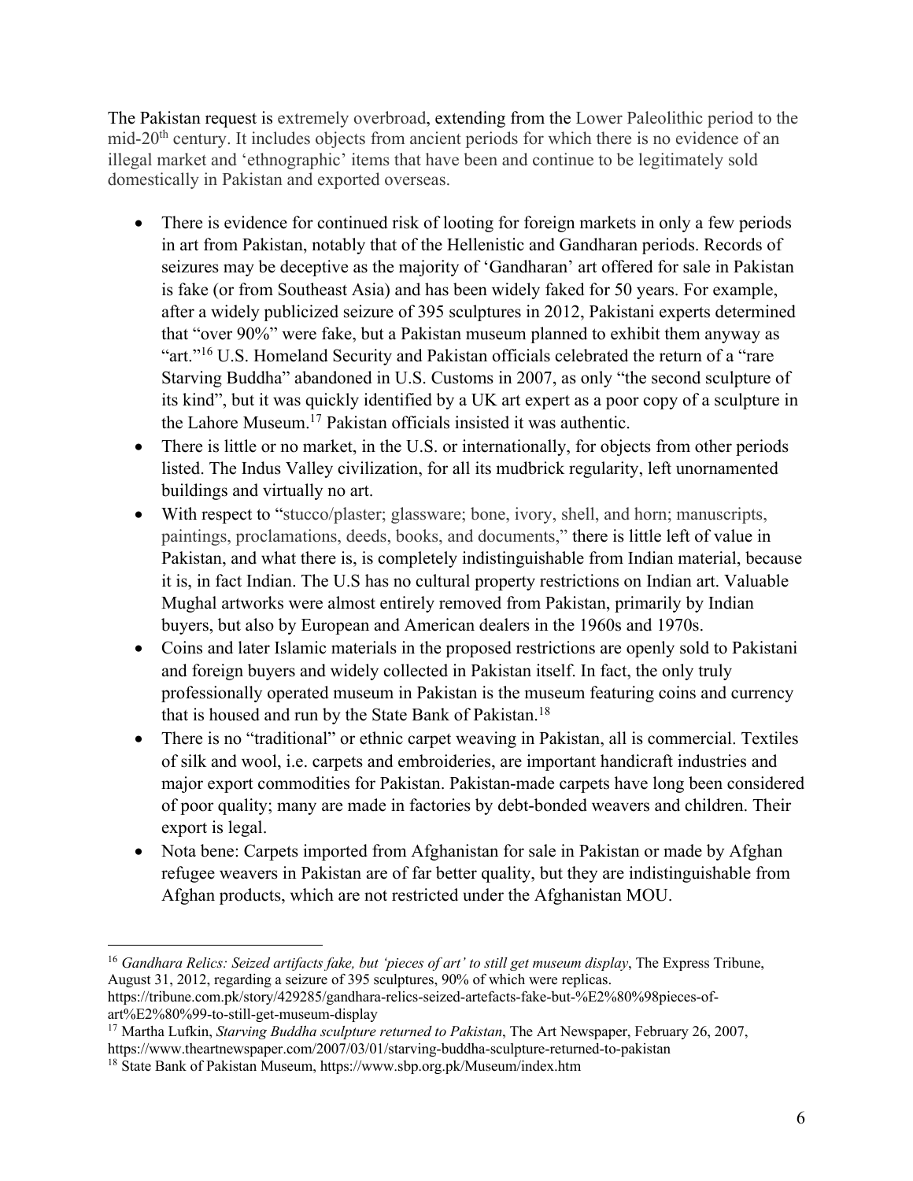The Pakistan request is extremely overbroad, extending from the Lower Paleolithic period to the mid-20th century. It includes objects from ancient periods for which there is no evidence of an illegal market and 'ethnographic' items that have been and continue to be legitimately sold domestically in Pakistan and exported overseas.

- There is evidence for continued risk of looting for foreign markets in only a few periods in art from Pakistan, notably that of the Hellenistic and Gandharan periods. Records of seizures may be deceptive as the majority of 'Gandharan' art offered for sale in Pakistan is fake (or from Southeast Asia) and has been widely faked for 50 years. For example, after a widely publicized seizure of 395 sculptures in 2012, Pakistani experts determined that "over 90%" were fake, but a Pakistan museum planned to exhibit them anyway as "art."[16] U.S. Homeland Security and Pakistan officials celebrated the return of a "rare Starving Buddha" abandoned in U.S. Customs in 2007, as only "the second sculpture of its kind", but it was quickly identified by a UK art expert as a poor copy of a sculpture in the Lahore Museum.[17] Pakistan officials insisted it was authentic.
- There is little or no market, in the U.S. or internationally, for objects from other periods listed. The Indus Valley civilization, for all its mudbrick regularity, left unornamented buildings and virtually no art.
- With respect to "stucco/plaster; glassware; bone, ivory, shell, and horn; manuscripts, paintings, proclamations, deeds, books, and documents," there is little left of value in Pakistan, and what there is, is completely indistinguishable from Indian material, because it is, in fact Indian. The U.S has no cultural property restrictions on Indian art. Valuable Mughal artworks were almost entirely removed from Pakistan, primarily by Indian buyers, but also by European and American dealers in the 1960s and 1970s.
- Coins and later Islamic materials in the proposed restrictions are openly sold to Pakistani and foreign buyers and widely collected in Pakistan itself. In fact, the only truly professionally operated museum in Pakistan is the museum featuring coins and currency that is housed and run by the State Bank of Pakistan.[18]
- There is no "traditional" or ethnic carpet weaving in Pakistan, all is commercial. Textiles of silk and wool, i.e. carpets and embroideries, are important handicraft industries and major export commodities for Pakistan. Pakistan-made carpets have long been considered of poor quality; many are made in factories by debt-bonded weavers and children. Their export is legal.
- Nota bene: Carpets imported from Afghanistan for sale in Pakistan or made by Afghan refugee weavers in Pakistan are of far better quality, but they are indistinguishable from Afghan products, which are not restricted under the Afghanistan MOU.

---

[16] *Gandhara Relics: Seized artifacts fake, but 'pieces of art' to still get museum display*, The Express Tribune, August 31, 2012, regarding a seizure of 395 sculptures, 90% of which were replicas. https://tribune.com.pk/story/429285/gandhara-relics-seized-artefacts-fake-but-%E2%80%98pieces-of-art%E2%80%99-to-still-get-museum-display

[17] Martha Lufkin, *Starving Buddha sculpture returned to Pakistan*, The Art Newspaper, February 26, 2007, https://www.theartnewspaper.com/2007/03/01/starving-buddha-sculpture-returned-to-pakistan

[18] State Bank of Pakistan Museum, https://www.sbp.org.pk/Museum/index.htm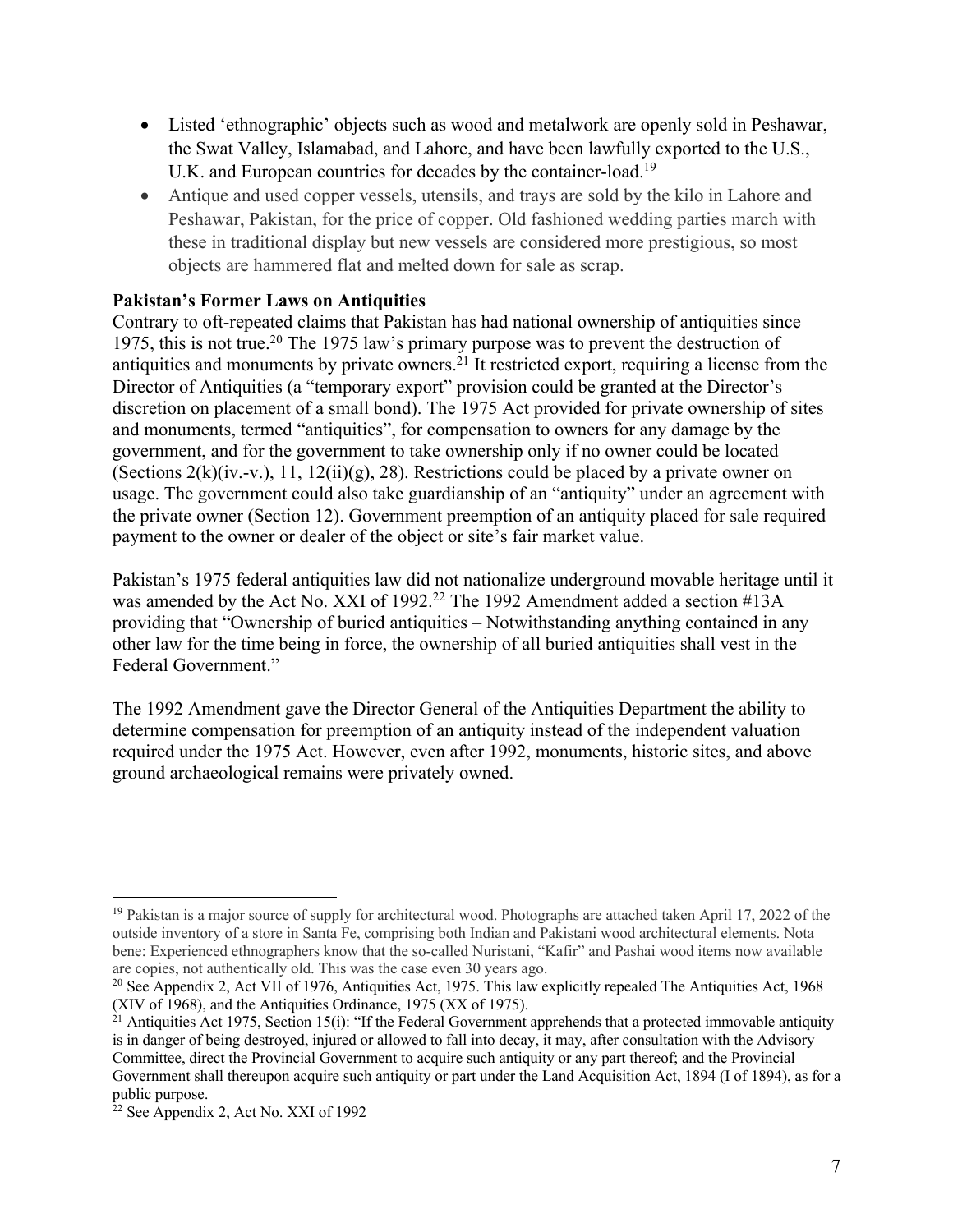- Listed 'ethnographic' objects such as wood and metalwork are openly sold in Peshawar, the Swat Valley, Islamabad, and Lahore, and have been lawfully exported to the U.S., U.K. and European countries for decades by the container-load.[19]
- Antique and used copper vessels, utensils, and trays are sold by the kilo in Lahore and Peshawar, Pakistan, for the price of copper. Old fashioned wedding parties march with these in traditional display but new vessels are considered more prestigious, so most objects are hammered flat and melted down for sale as scrap.

**Pakistan's Former Laws on Antiquities**

Contrary to oft-repeated claims that Pakistan has had national ownership of antiquities since 1975, this is not true.[20] The 1975 law's primary purpose was to prevent the destruction of antiquities and monuments by private owners.[21] It restricted export, requiring a license from the Director of Antiquities (a "temporary export" provision could be granted at the Director's discretion on placement of a small bond). The 1975 Act provided for private ownership of sites and monuments, termed "antiquities", for compensation to owners for any damage by the government, and for the government to take ownership only if no owner could be located (Sections 2(k)(iv.-v.), 11, 12(ii)(g), 28). Restrictions could be placed by a private owner on usage. The government could also take guardianship of an "antiquity" under an agreement with the private owner (Section 12). Government preemption of an antiquity placed for sale required payment to the owner or dealer of the object or site's fair market value.

Pakistan's 1975 federal antiquities law did not nationalize underground movable heritage until it was amended by the Act No. XXI of 1992.[22] The 1992 Amendment added a section #13A providing that "Ownership of buried antiquities – Notwithstanding anything contained in any other law for the time being in force, the ownership of all buried antiquities shall vest in the Federal Government."

The 1992 Amendment gave the Director General of the Antiquities Department the ability to determine compensation for preemption of an antiquity instead of the independent valuation required under the 1975 Act. However, even after 1992, monuments, historic sites, and above ground archaeological remains were privately owned.

---

[19] Pakistan is a major source of supply for architectural wood. Photographs are attached taken April 17, 2022 of the outside inventory of a store in Santa Fe, comprising both Indian and Pakistani wood architectural elements. Nota bene: Experienced ethnographers know that the so-called Nuristani, "Kafir" and Pashai wood items now available are copies, not authentically old. This was the case even 30 years ago.

[20] See Appendix 2, Act VII of 1976, Antiquities Act, 1975. This law explicitly repealed The Antiquities Act, 1968 (XIV of 1968), and the Antiquities Ordinance, 1975 (XX of 1975).

[21] Antiquities Act 1975, Section 15(i): "If the Federal Government apprehends that a protected immovable antiquity is in danger of being destroyed, injured or allowed to fall into decay, it may, after consultation with the Advisory Committee, direct the Provincial Government to acquire such antiquity or any part thereof; and the Provincial Government shall thereupon acquire such antiquity or part under the Land Acquisition Act, 1894 (I of 1894), as for a public purpose.

[22] See Appendix 2, Act No. XXI of 1992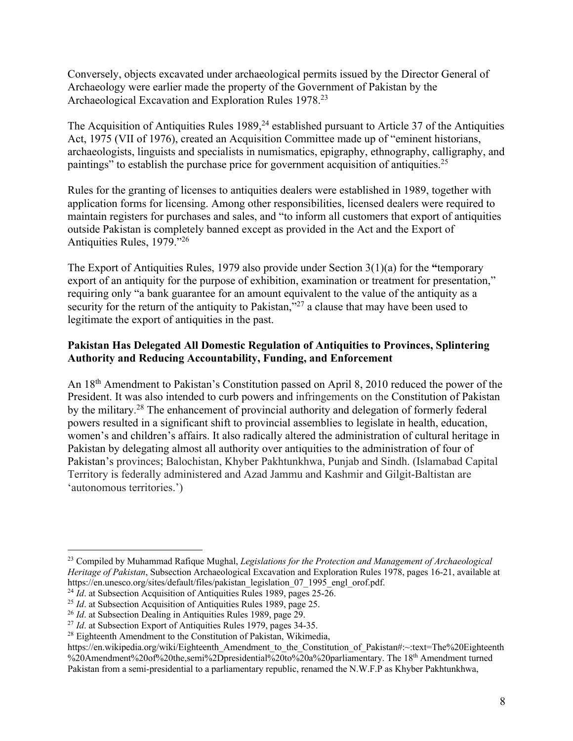Conversely, objects excavated under archaeological permits issued by the Director General of Archaeology were earlier made the property of the Government of Pakistan by the Archaeological Excavation and Exploration Rules 1978.[23]

The Acquisition of Antiquities Rules 1989,[24] established pursuant to Article 37 of the Antiquities Act, 1975 (VII of 1976), created an Acquisition Committee made up of "eminent historians, archaeologists, linguists and specialists in numismatics, epigraphy, ethnography, calligraphy, and paintings" to establish the purchase price for government acquisition of antiquities.[25]

Rules for the granting of licenses to antiquities dealers were established in 1989, together with application forms for licensing. Among other responsibilities, licensed dealers were required to maintain registers for purchases and sales, and "to inform all customers that export of antiquities outside Pakistan is completely banned except as provided in the Act and the Export of Antiquities Rules, 1979."[26]

The Export of Antiquities Rules, 1979 also provide under Section 3(1)(a) for the **"**temporary export of an antiquity for the purpose of exhibition, examination or treatment for presentation," requiring only "a bank guarantee for an amount equivalent to the value of the antiquity as a security for the return of the antiquity to Pakistan,"[27] a clause that may have been used to legitimate the export of antiquities in the past.

**Pakistan Has Delegated All Domestic Regulation of Antiquities to Provinces, Splintering Authority and Reducing Accountability, Funding, and Enforcement**

An 18th Amendment to Pakistan's Constitution passed on April 8, 2010 reduced the power of the President. It was also intended to curb powers and infringements on the Constitution of Pakistan by the military.[28] The enhancement of provincial authority and delegation of formerly federal powers resulted in a significant shift to provincial assemblies to legislate in health, education, women's and children's affairs. It also radically altered the administration of cultural heritage in Pakistan by delegating almost all authority over antiquities to the administration of four of Pakistan's provinces; Balochistan, Khyber Pakhtunkhwa, Punjab and Sindh. (Islamabad Capital Territory is federally administered and Azad Jammu and Kashmir and Gilgit-Baltistan are 'autonomous territories.')

---

[23] Compiled by Muhammad Rafique Mughal, *Legislations for the Protection and Management of Archaeological Heritage of Pakistan*, Subsection Archaeological Excavation and Exploration Rules 1978, pages 16-21, available at https://en.unesco.org/sites/default/files/pakistan_legislation_07_1995_engl_orof.pdf.

[24] *Id*. at Subsection Acquisition of Antiquities Rules 1989, pages 25-26.

[25] *Id*. at Subsection Acquisition of Antiquities Rules 1989, page 25.

[26] *Id*. at Subsection Dealing in Antiquities Rules 1989, page 29.

[27] *Id*. at Subsection Export of Antiquities Rules 1979, pages 34-35.

[28] Eighteenth Amendment to the Constitution of Pakistan, Wikimedia, https://en.wikipedia.org/wiki/Eighteenth_Amendment_to_the_Constitution_of_Pakistan#:~:text=The%20Eighteenth%20Amendment%20of%20the,semi%2Dpresidential%20to%20a%20parliamentary. The 18th Amendment turned Pakistan from a semi-presidential to a parliamentary republic, renamed the N.W.F.P as Khyber Pakhtunkhwa,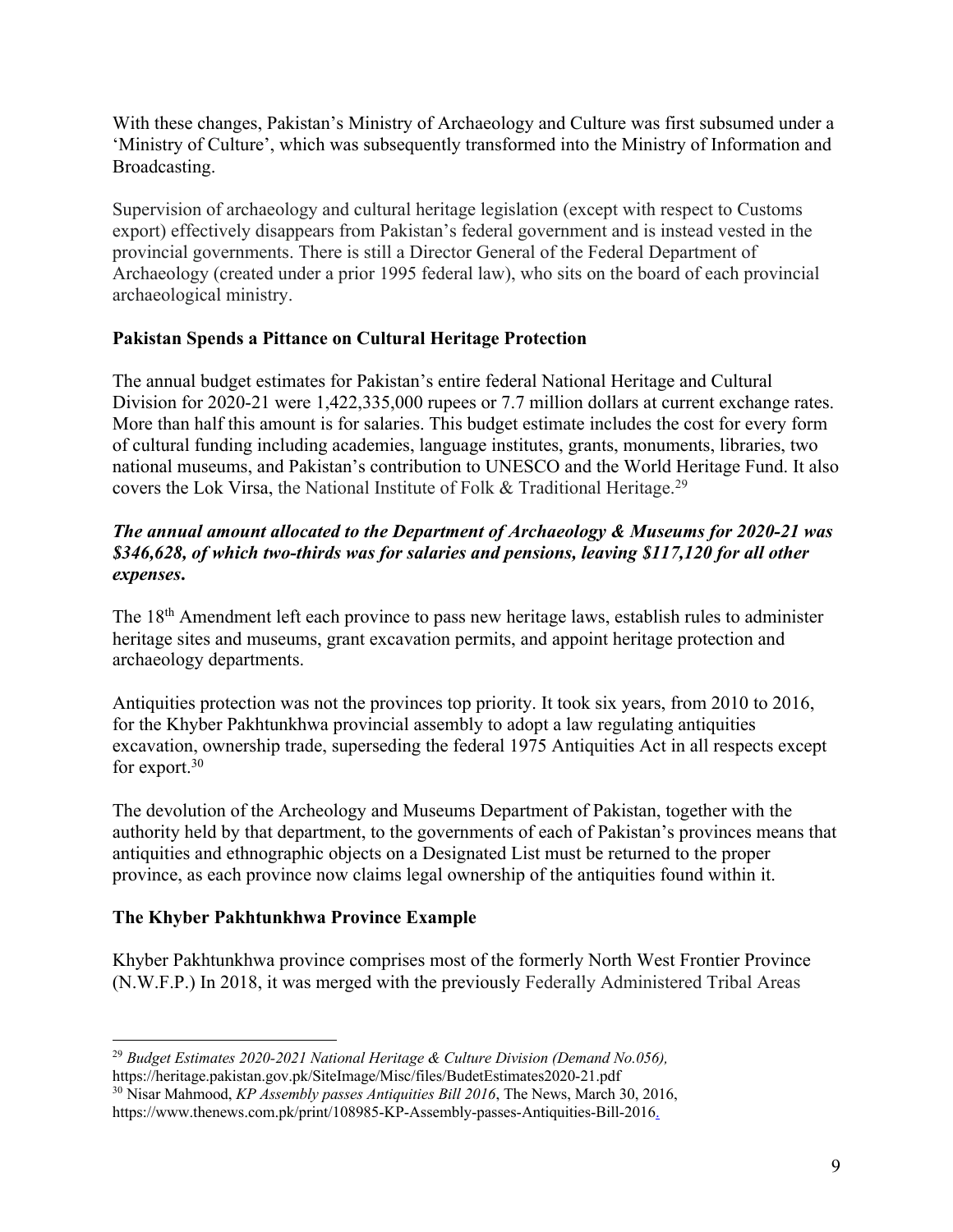With these changes, Pakistan's Ministry of Archaeology and Culture was first subsumed under a 'Ministry of Culture', which was subsequently transformed into the Ministry of Information and Broadcasting.

Supervision of archaeology and cultural heritage legislation (except with respect to Customs export) effectively disappears from Pakistan's federal government and is instead vested in the provincial governments. There is still a Director General of the Federal Department of Archaeology (created under a prior 1995 federal law), who sits on the board of each provincial archaeological ministry.

### Pakistan Spends a Pittance on Cultural Heritage Protection

The annual budget estimates for Pakistan's entire federal National Heritage and Cultural Division for 2020-21 were 1,422,335,000 rupees or 7.7 million dollars at current exchange rates. More than half this amount is for salaries. This budget estimate includes the cost for every form of cultural funding including academies, language institutes, grants, monuments, libraries, two national museums, and Pakistan's contribution to UNESCO and the World Heritage Fund. It also covers the Lok Virsa, the National Institute of Folk & Traditional Heritage.[29]

***The annual amount allocated to the Department of Archaeology & Museums for 2020-21 was $346,628, of which two-thirds was for salaries and pensions, leaving $117,120 for all other expenses.***

The 18th Amendment left each province to pass new heritage laws, establish rules to administer heritage sites and museums, grant excavation permits, and appoint heritage protection and archaeology departments.

Antiquities protection was not the provinces top priority. It took six years, from 2010 to 2016, for the Khyber Pakhtunkhwa provincial assembly to adopt a law regulating antiquities excavation, ownership trade, superseding the federal 1975 Antiquities Act in all respects except for export.[30]

The devolution of the Archeology and Museums Department of Pakistan, together with the authority held by that department, to the governments of each of Pakistan's provinces means that antiquities and ethnographic objects on a Designated List must be returned to the proper province, as each province now claims legal ownership of the antiquities found within it.

### The Khyber Pakhtunkhwa Province Example

Khyber Pakhtunkhwa province comprises most of the formerly North West Frontier Province (N.W.F.P.) In 2018, it was merged with the previously Federally Administered Tribal Areas

---

[29] *Budget Estimates 2020-2021 National Heritage & Culture Division (Demand No.056),* https://heritage.pakistan.gov.pk/SiteImage/Misc/files/BudetEstimates2020-21.pdf

[30] Nisar Mahmood, *KP Assembly passes Antiquities Bill 2016*, The News, March 30, 2016, https://www.thenews.com.pk/print/108985-KP-Assembly-passes-Antiquities-Bill-2016.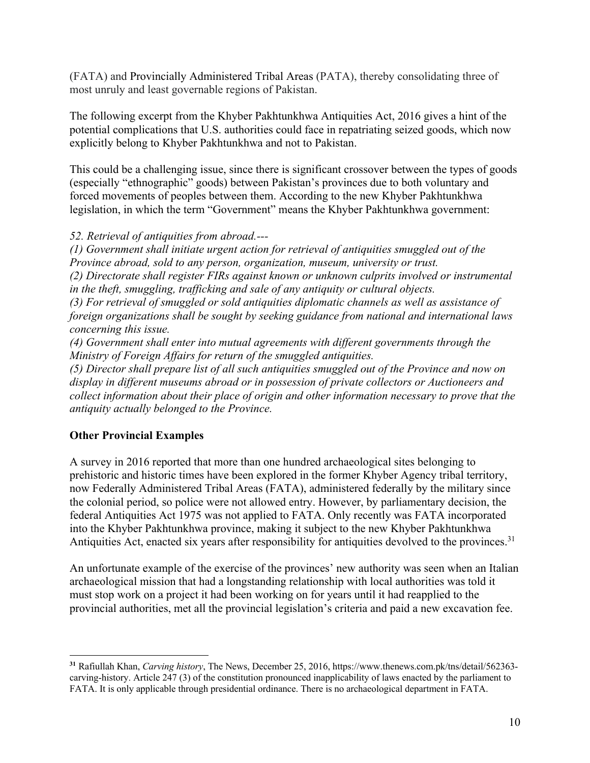(FATA) and Provincially Administered Tribal Areas (PATA), thereby consolidating three of most unruly and least governable regions of Pakistan.

The following excerpt from the Khyber Pakhtunkhwa Antiquities Act, 2016 gives a hint of the potential complications that U.S. authorities could face in repatriating seized goods, which now explicitly belong to Khyber Pakhtunkhwa and not to Pakistan.

This could be a challenging issue, since there is significant crossover between the types of goods (especially "ethnographic" goods) between Pakistan's provinces due to both voluntary and forced movements of peoples between them. According to the new Khyber Pakhtunkhwa legislation, in which the term "Government" means the Khyber Pakhtunkhwa government:

*52. Retrieval of antiquities from abroad.---*
*(1) Government shall initiate urgent action for retrieval of antiquities smuggled out of the Province abroad, sold to any person, organization, museum, university or trust.*
*(2) Directorate shall register FIRs against known or unknown culprits involved or instrumental in the theft, smuggling, trafficking and sale of any antiquity or cultural objects.*
*(3) For retrieval of smuggled or sold antiquities diplomatic channels as well as assistance of foreign organizations shall be sought by seeking guidance from national and international laws concerning this issue.*
*(4) Government shall enter into mutual agreements with different governments through the Ministry of Foreign Affairs for return of the smuggled antiquities.*
*(5) Director shall prepare list of all such antiquities smuggled out of the Province and now on display in different museums abroad or in possession of private collectors or Auctioneers and collect information about their place of origin and other information necessary to prove that the antiquity actually belonged to the Province.*

**Other Provincial Examples**

A survey in 2016 reported that more than one hundred archaeological sites belonging to prehistoric and historic times have been explored in the former Khyber Agency tribal territory, now Federally Administered Tribal Areas (FATA), administered federally by the military since the colonial period, so police were not allowed entry. However, by parliamentary decision, the federal Antiquities Act 1975 was not applied to FATA. Only recently was FATA incorporated into the Khyber Pakhtunkhwa province, making it subject to the new Khyber Pakhtunkhwa Antiquities Act, enacted six years after responsibility for antiquities devolved to the provinces.[31]

An unfortunate example of the exercise of the provinces' new authority was seen when an Italian archaeological mission that had a longstanding relationship with local authorities was told it must stop work on a project it had been working on for years until it had reapplied to the provincial authorities, met all the provincial legislation's criteria and paid a new excavation fee.

[31] Rafiullah Khan, *Carving history*, The News, December 25, 2016, https://www.thenews.com.pk/tns/detail/562363-carving-history. Article 247 (3) of the constitution pronounced inapplicability of laws enacted by the parliament to FATA. It is only applicable through presidential ordinance. There is no archaeological department in FATA.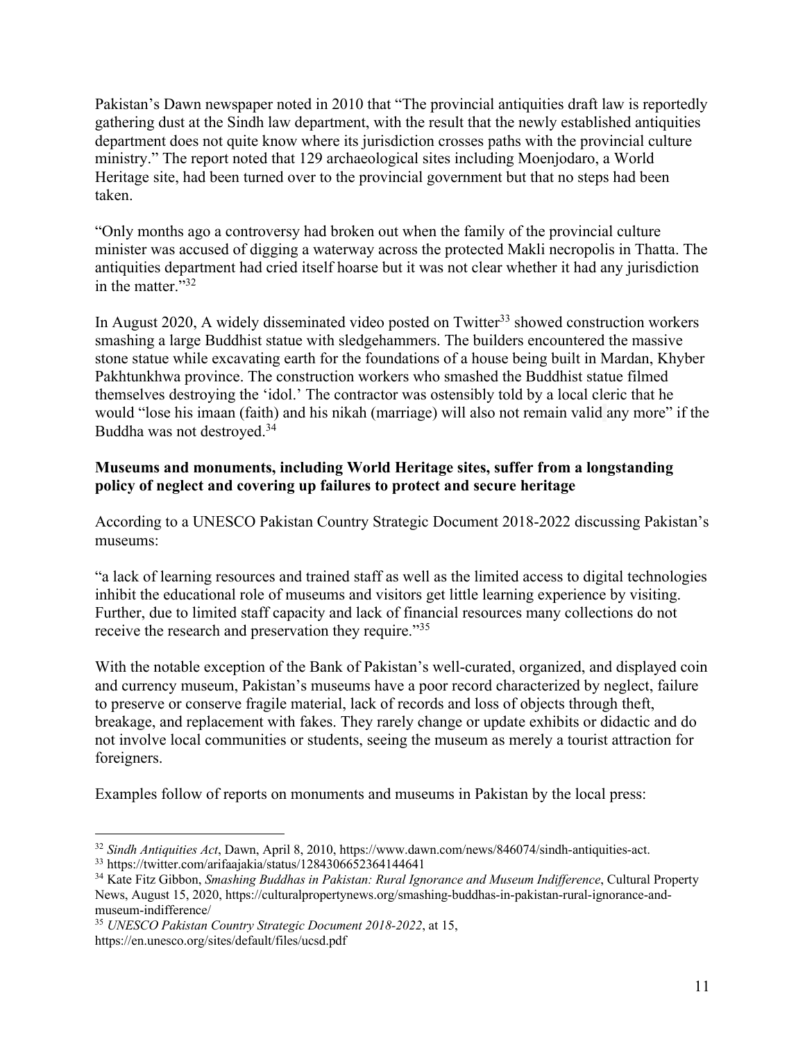Pakistan's Dawn newspaper noted in 2010 that "The provincial antiquities draft law is reportedly gathering dust at the Sindh law department, with the result that the newly established antiquities department does not quite know where its jurisdiction crosses paths with the provincial culture ministry." The report noted that 129 archaeological sites including Moenjodaro, a World Heritage site, had been turned over to the provincial government but that no steps had been taken.

"Only months ago a controversy had broken out when the family of the provincial culture minister was accused of digging a waterway across the protected Makli necropolis in Thatta. The antiquities department had cried itself hoarse but it was not clear whether it had any jurisdiction in the matter."[32]

In August 2020, A widely disseminated video posted on Twitter[33] showed construction workers smashing a large Buddhist statue with sledgehammers. The builders encountered the massive stone statue while excavating earth for the foundations of a house being built in Mardan, Khyber Pakhtunkhwa province. The construction workers who smashed the Buddhist statue filmed themselves destroying the 'idol.' The contractor was ostensibly told by a local cleric that he would "lose his imaan (faith) and his nikah (marriage) will also not remain valid any more" if the Buddha was not destroyed.[34]

**Museums and monuments, including World Heritage sites, suffer from a longstanding policy of neglect and covering up failures to protect and secure heritage**

According to a UNESCO Pakistan Country Strategic Document 2018-2022 discussing Pakistan's museums:

"a lack of learning resources and trained staff as well as the limited access to digital technologies inhibit the educational role of museums and visitors get little learning experience by visiting. Further, due to limited staff capacity and lack of financial resources many collections do not receive the research and preservation they require."[35]

With the notable exception of the Bank of Pakistan's well-curated, organized, and displayed coin and currency museum, Pakistan's museums have a poor record characterized by neglect, failure to preserve or conserve fragile material, lack of records and loss of objects through theft, breakage, and replacement with fakes. They rarely change or update exhibits or didactic and do not involve local communities or students, seeing the museum as merely a tourist attraction for foreigners.

Examples follow of reports on monuments and museums in Pakistan by the local press:

---

[32] *Sindh Antiquities Act*, Dawn, April 8, 2010, https://www.dawn.com/news/846074/sindh-antiquities-act.

[33] https://twitter.com/arifaajakia/status/1284306652364144641

[34] Kate Fitz Gibbon, *Smashing Buddhas in Pakistan: Rural Ignorance and Museum Indifference*, Cultural Property News, August 15, 2020, https://culturalpropertynews.org/smashing-buddhas-in-pakistan-rural-ignorance-and-museum-indifference/

[35] *UNESCO Pakistan Country Strategic Document 2018-2022*, at 15, https://en.unesco.org/sites/default/files/ucsd.pdf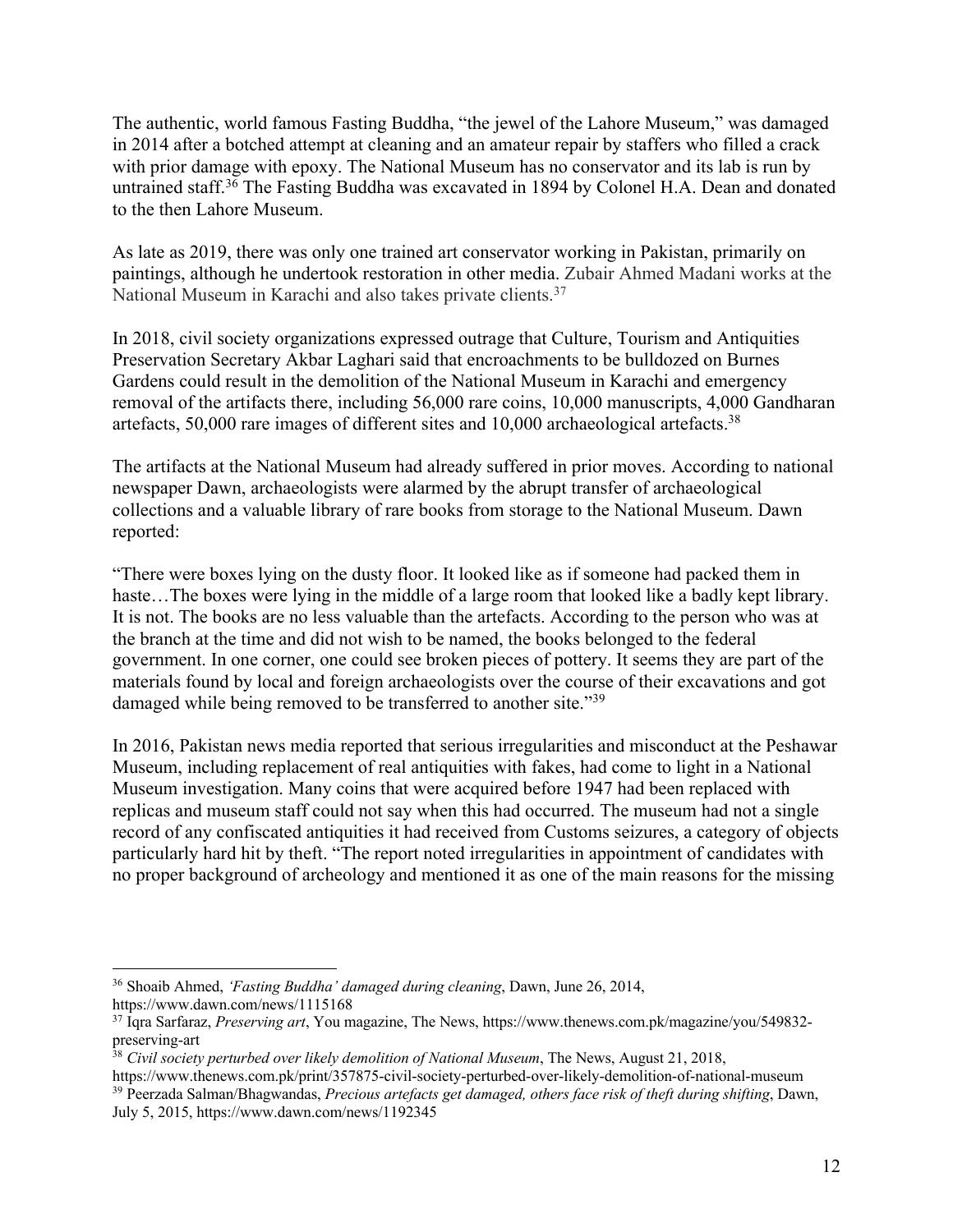The authentic, world famous Fasting Buddha, "the jewel of the Lahore Museum," was damaged in 2014 after a botched attempt at cleaning and an amateur repair by staffers who filled a crack with prior damage with epoxy. The National Museum has no conservator and its lab is run by untrained staff.[36] The Fasting Buddha was excavated in 1894 by Colonel H.A. Dean and donated to the then Lahore Museum.

As late as 2019, there was only one trained art conservator working in Pakistan, primarily on paintings, although he undertook restoration in other media. Zubair Ahmed Madani works at the National Museum in Karachi and also takes private clients.[37]

In 2018, civil society organizations expressed outrage that Culture, Tourism and Antiquities Preservation Secretary Akbar Laghari said that encroachments to be bulldozed on Burnes Gardens could result in the demolition of the National Museum in Karachi and emergency removal of the artifacts there, including 56,000 rare coins, 10,000 manuscripts, 4,000 Gandharan artefacts, 50,000 rare images of different sites and 10,000 archaeological artefacts.[38]

The artifacts at the National Museum had already suffered in prior moves. According to national newspaper Dawn, archaeologists were alarmed by the abrupt transfer of archaeological collections and a valuable library of rare books from storage to the National Museum. Dawn reported:

"There were boxes lying on the dusty floor. It looked like as if someone had packed them in haste…The boxes were lying in the middle of a large room that looked like a badly kept library. It is not. The books are no less valuable than the artefacts. According to the person who was at the branch at the time and did not wish to be named, the books belonged to the federal government. In one corner, one could see broken pieces of pottery. It seems they are part of the materials found by local and foreign archaeologists over the course of their excavations and got damaged while being removed to be transferred to another site."[39]

In 2016, Pakistan news media reported that serious irregularities and misconduct at the Peshawar Museum, including replacement of real antiquities with fakes, had come to light in a National Museum investigation. Many coins that were acquired before 1947 had been replaced with replicas and museum staff could not say when this had occurred. The museum had not a single record of any confiscated antiquities it had received from Customs seizures, a category of objects particularly hard hit by theft. "The report noted irregularities in appointment of candidates with no proper background of archeology and mentioned it as one of the main reasons for the missing

---

[36] Shoaib Ahmed, *'Fasting Buddha' damaged during cleaning*, Dawn, June 26, 2014, https://www.dawn.com/news/1115168

[37] Iqra Sarfaraz, *Preserving art*, You magazine, The News, https://www.thenews.com.pk/magazine/you/549832-preserving-art

[38] *Civil society perturbed over likely demolition of National Museum*, The News, August 21, 2018, https://www.thenews.com.pk/print/357875-civil-society-perturbed-over-likely-demolition-of-national-museum

[39] Peerzada Salman/Bhagwandas, *Precious artefacts get damaged, others face risk of theft during shifting*, Dawn, July 5, 2015, https://www.dawn.com/news/1192345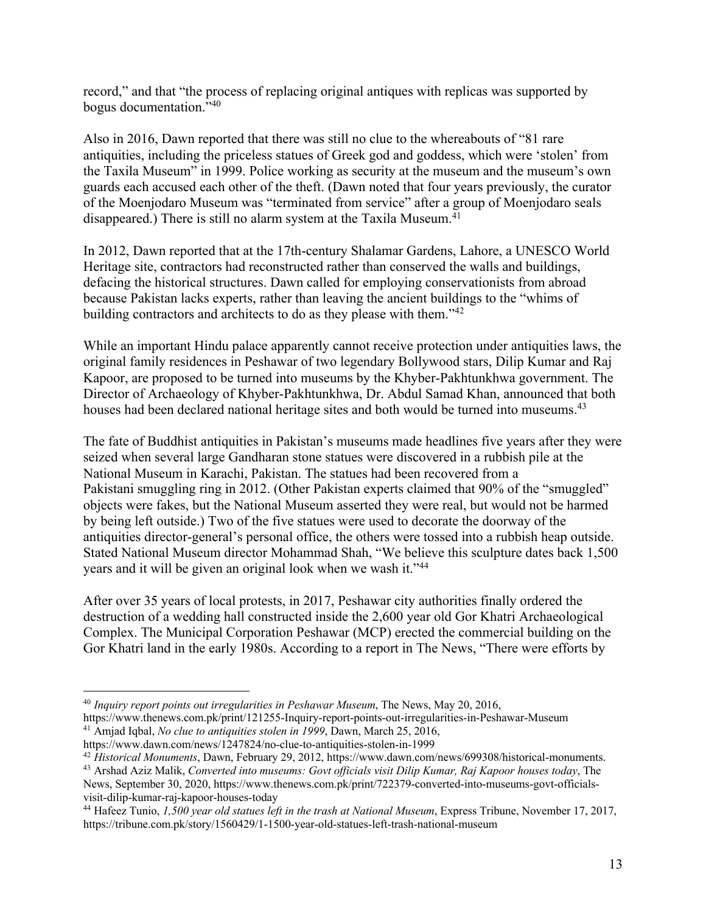record," and that "the process of replacing original antiques with replicas was supported by bogus documentation."[40]

Also in 2016, Dawn reported that there was still no clue to the whereabouts of "81 rare antiquities, including the priceless statues of Greek god and goddess, which were 'stolen' from the Taxila Museum" in 1999. Police working as security at the museum and the museum's own guards each accused each other of the theft. (Dawn noted that four years previously, the curator of the Moenjodaro Museum was "terminated from service" after a group of Moenjodaro seals disappeared.) There is still no alarm system at the Taxila Museum.[41]

In 2012, Dawn reported that at the 17th-century Shalamar Gardens, Lahore, a UNESCO World Heritage site, contractors had reconstructed rather than conserved the walls and buildings, defacing the historical structures. Dawn called for employing conservationists from abroad because Pakistan lacks experts, rather than leaving the ancient buildings to the "whims of building contractors and architects to do as they please with them."[42]

While an important Hindu palace apparently cannot receive protection under antiquities laws, the original family residences in Peshawar of two legendary Bollywood stars, Dilip Kumar and Raj Kapoor, are proposed to be turned into museums by the Khyber-Pakhtunkhwa government. The Director of Archaeology of Khyber-Pakhtunkhwa, Dr. Abdul Samad Khan, announced that both houses had been declared national heritage sites and both would be turned into museums.[43]

The fate of Buddhist antiquities in Pakistan's museums made headlines five years after they were seized when several large Gandharan stone statues were discovered in a rubbish pile at the National Museum in Karachi, Pakistan. The statues had been recovered from a Pakistani smuggling ring in 2012. (Other Pakistan experts claimed that 90% of the "smuggled" objects were fakes, but the National Museum asserted they were real, but would not be harmed by being left outside.) Two of the five statues were used to decorate the doorway of the antiquities director-general's personal office, the others were tossed into a rubbish heap outside. Stated National Museum director Mohammad Shah, "We believe this sculpture dates back 1,500 years and it will be given an original look when we wash it."[44]

After over 35 years of local protests, in 2017, Peshawar city authorities finally ordered the destruction of a wedding hall constructed inside the 2,600 year old Gor Khatri Archaeological Complex. The Municipal Corporation Peshawar (MCP) erected the commercial building on the Gor Khatri land in the early 1980s. According to a report in The News, "There were efforts by

---

[40] *Inquiry report points out irregularities in Peshawar Museum*, The News, May 20, 2016, https://www.thenews.com.pk/print/121255-Inquiry-report-points-out-irregularities-in-Peshawar-Museum

[41] Amjad Iqbal, *No clue to antiquities stolen in 1999*, Dawn, March 25, 2016, https://www.dawn.com/news/1247824/no-clue-to-antiquities-stolen-in-1999

[42] *Historical Monuments*, Dawn, February 29, 2012, https://www.dawn.com/news/699308/historical-monuments.

[43] Arshad Aziz Malik, *Converted into museums: Govt officials visit Dilip Kumar, Raj Kapoor houses today*, The News, September 30, 2020, https://www.thenews.com.pk/print/722379-converted-into-museums-govt-officials-visit-dilip-kumar-raj-kapoor-houses-today

[44] Hafeez Tunio, *1,500 year old statues left in the trash at National Museum*, Express Tribune, November 17, 2017, https://tribune.com.pk/story/1560429/1-1500-year-old-statues-left-trash-national-museum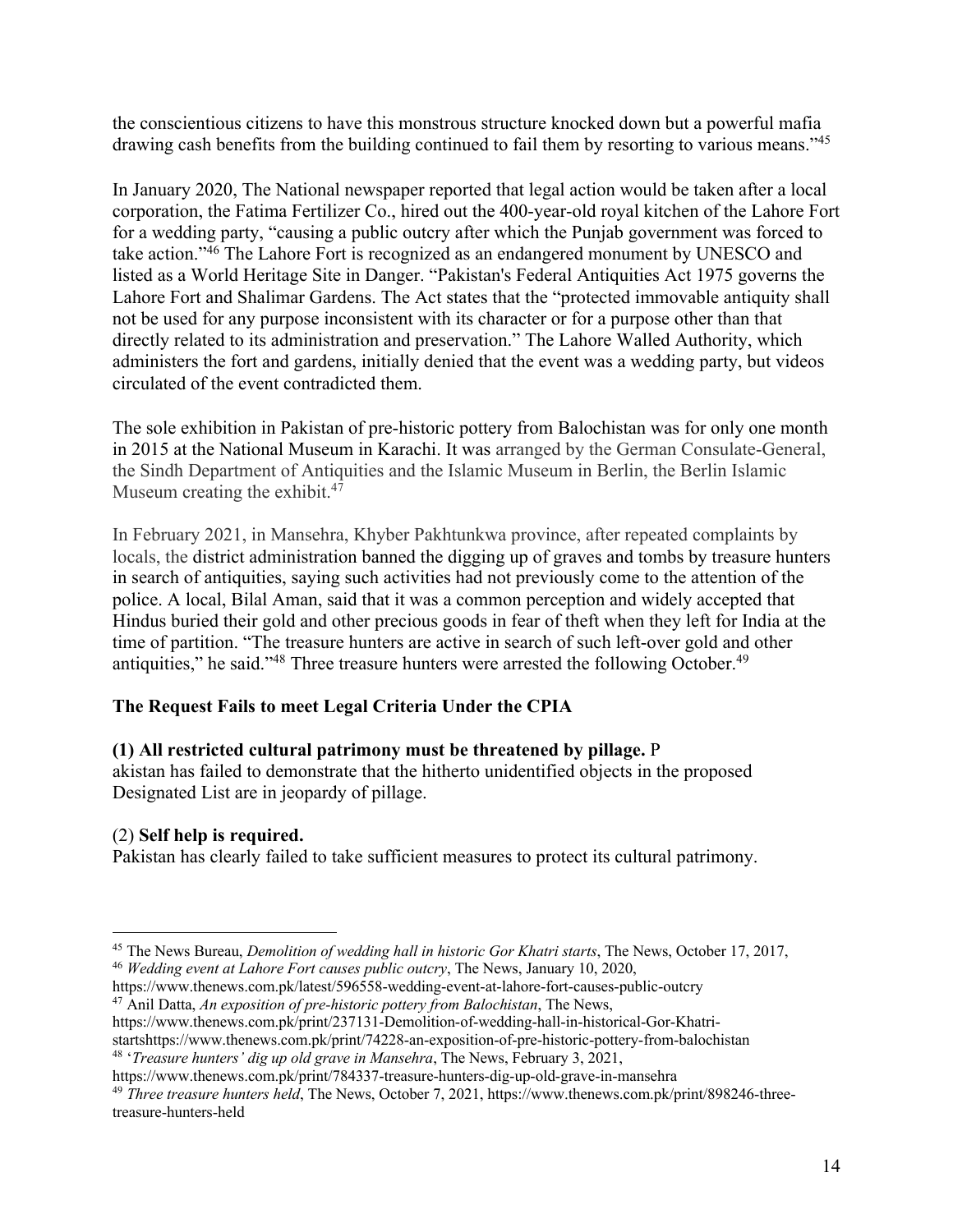the conscientious citizens to have this monstrous structure knocked down but a powerful mafia drawing cash benefits from the building continued to fail them by resorting to various means."[45]

In January 2020, The National newspaper reported that legal action would be taken after a local corporation, the Fatima Fertilizer Co., hired out the 400-year-old royal kitchen of the Lahore Fort for a wedding party, "causing a public outcry after which the Punjab government was forced to take action."[46] The Lahore Fort is recognized as an endangered monument by UNESCO and listed as a World Heritage Site in Danger. "Pakistan's Federal Antiquities Act 1975 governs the Lahore Fort and Shalimar Gardens. The Act states that the "protected immovable antiquity shall not be used for any purpose inconsistent with its character or for a purpose other than that directly related to its administration and preservation." The Lahore Walled Authority, which administers the fort and gardens, initially denied that the event was a wedding party, but videos circulated of the event contradicted them.

The sole exhibition in Pakistan of pre-historic pottery from Balochistan was for only one month in 2015 at the National Museum in Karachi. It was arranged by the German Consulate-General, the Sindh Department of Antiquities and the Islamic Museum in Berlin, the Berlin Islamic Museum creating the exhibit.[47]

In February 2021, in Mansehra, Khyber Pakhtunkwa province, after repeated complaints by locals, the district administration banned the digging up of graves and tombs by treasure hunters in search of antiquities, saying such activities had not previously come to the attention of the police. A local, Bilal Aman, said that it was a common perception and widely accepted that Hindus buried their gold and other precious goods in fear of theft when they left for India at the time of partition. "The treasure hunters are active in search of such left-over gold and other antiquities," he said."[48] Three treasure hunters were arrested the following October.[49]

**The Request Fails to meet Legal Criteria Under the CPIA**

**(1) All restricted cultural patrimony must be threatened by pillage.** P
akistan has failed to demonstrate that the hitherto unidentified objects in the proposed Designated List are in jeopardy of pillage.

(2) **Self help is required.**
Pakistan has clearly failed to take sufficient measures to protect its cultural patrimony.

---

[45] The News Bureau, *Demolition of wedding hall in historic Gor Khatri starts*, The News, October 17, 2017,

[46] *Wedding event at Lahore Fort causes public outcry*, The News, January 10, 2020, https://www.thenews.com.pk/latest/596558-wedding-event-at-lahore-fort-causes-public-outcry

[47] Anil Datta, *An exposition of pre-historic pottery from Balochistan*, The News, https://www.thenews.com.pk/print/237131-Demolition-of-wedding-hall-in-historical-Gor-Khatri-startshttps://www.thenews.com.pk/print/74228-an-exposition-of-pre-historic-pottery-from-balochistan

[48] '*Treasure hunters' dig up old grave in Mansehra*, The News, February 3, 2021, https://www.thenews.com.pk/print/784337-treasure-hunters-dig-up-old-grave-in-mansehra

[49] *Three treasure hunters held*, The News, October 7, 2021, https://www.thenews.com.pk/print/898246-three-treasure-hunters-held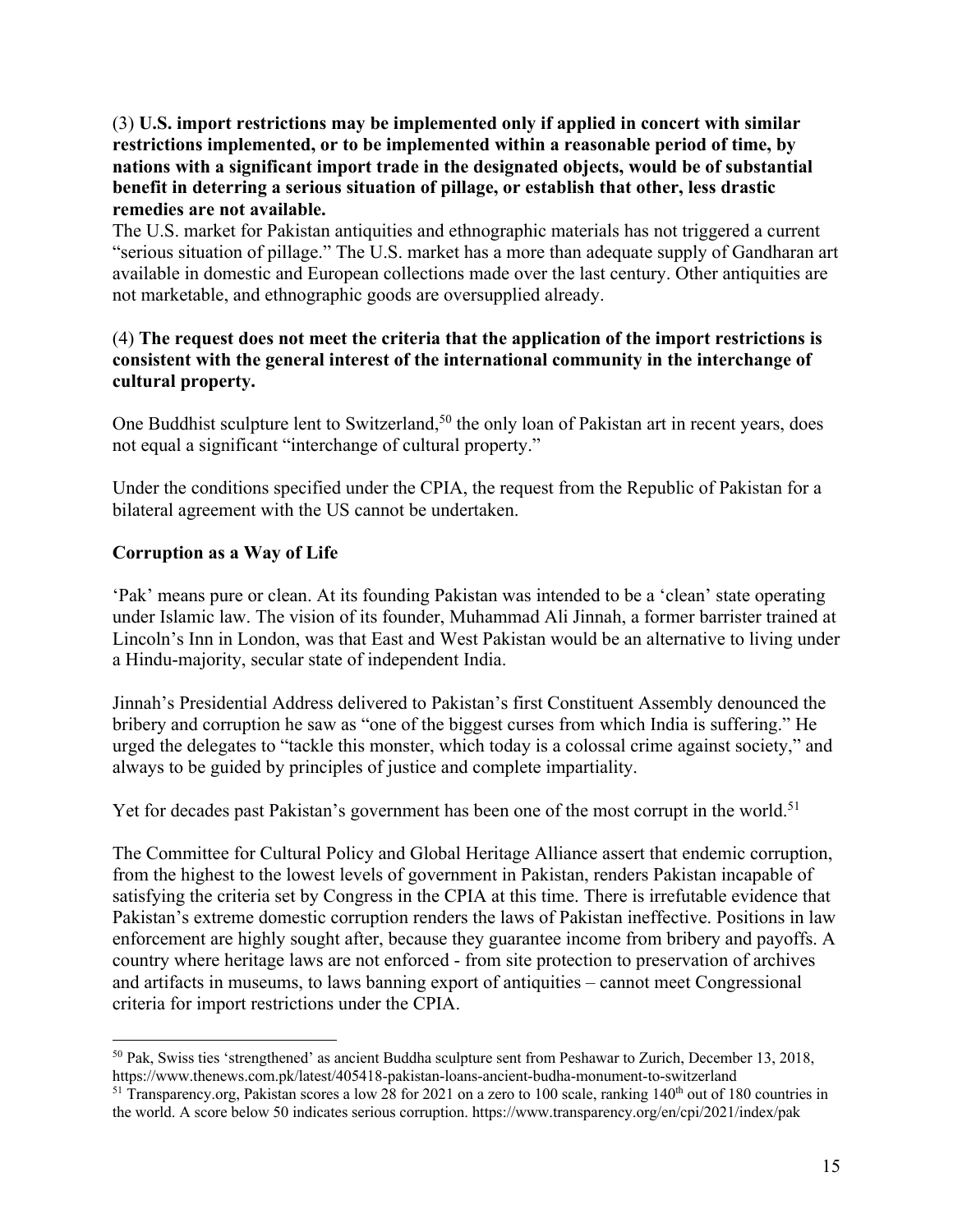(3) **U.S. import restrictions may be implemented only if applied in concert with similar restrictions implemented, or to be implemented within a reasonable period of time, by nations with a significant import trade in the designated objects, would be of substantial benefit in deterring a serious situation of pillage, or establish that other, less drastic remedies are not available.**

The U.S. market for Pakistan antiquities and ethnographic materials has not triggered a current "serious situation of pillage." The U.S. market has a more than adequate supply of Gandharan art available in domestic and European collections made over the last century. Other antiquities are not marketable, and ethnographic goods are oversupplied already.

(4) **The request does not meet the criteria that the application of the import restrictions is consistent with the general interest of the international community in the interchange of cultural property.**

One Buddhist sculpture lent to Switzerland,[50] the only loan of Pakistan art in recent years, does not equal a significant "interchange of cultural property."

Under the conditions specified under the CPIA, the request from the Republic of Pakistan for a bilateral agreement with the US cannot be undertaken.

**Corruption as a Way of Life**

'Pak' means pure or clean. At its founding Pakistan was intended to be a 'clean' state operating under Islamic law. The vision of its founder, Muhammad Ali Jinnah, a former barrister trained at Lincoln's Inn in London, was that East and West Pakistan would be an alternative to living under a Hindu-majority, secular state of independent India.

Jinnah's Presidential Address delivered to Pakistan's first Constituent Assembly denounced the bribery and corruption he saw as "one of the biggest curses from which India is suffering." He urged the delegates to "tackle this monster, which today is a colossal crime against society," and always to be guided by principles of justice and complete impartiality.

Yet for decades past Pakistan's government has been one of the most corrupt in the world.[51]

The Committee for Cultural Policy and Global Heritage Alliance assert that endemic corruption, from the highest to the lowest levels of government in Pakistan, renders Pakistan incapable of satisfying the criteria set by Congress in the CPIA at this time. There is irrefutable evidence that Pakistan's extreme domestic corruption renders the laws of Pakistan ineffective. Positions in law enforcement are highly sought after, because they guarantee income from bribery and payoffs. A country where heritage laws are not enforced - from site protection to preservation of archives and artifacts in museums, to laws banning export of antiquities – cannot meet Congressional criteria for import restrictions under the CPIA.

---

[50] Pak, Swiss ties 'strengthened' as ancient Buddha sculpture sent from Peshawar to Zurich, December 13, 2018, https://www.thenews.com.pk/latest/405418-pakistan-loans-ancient-budha-monument-to-switzerland

[51] Transparency.org, Pakistan scores a low 28 for 2021 on a zero to 100 scale, ranking 140th out of 180 countries in the world. A score below 50 indicates serious corruption. https://www.transparency.org/en/cpi/2021/index/pak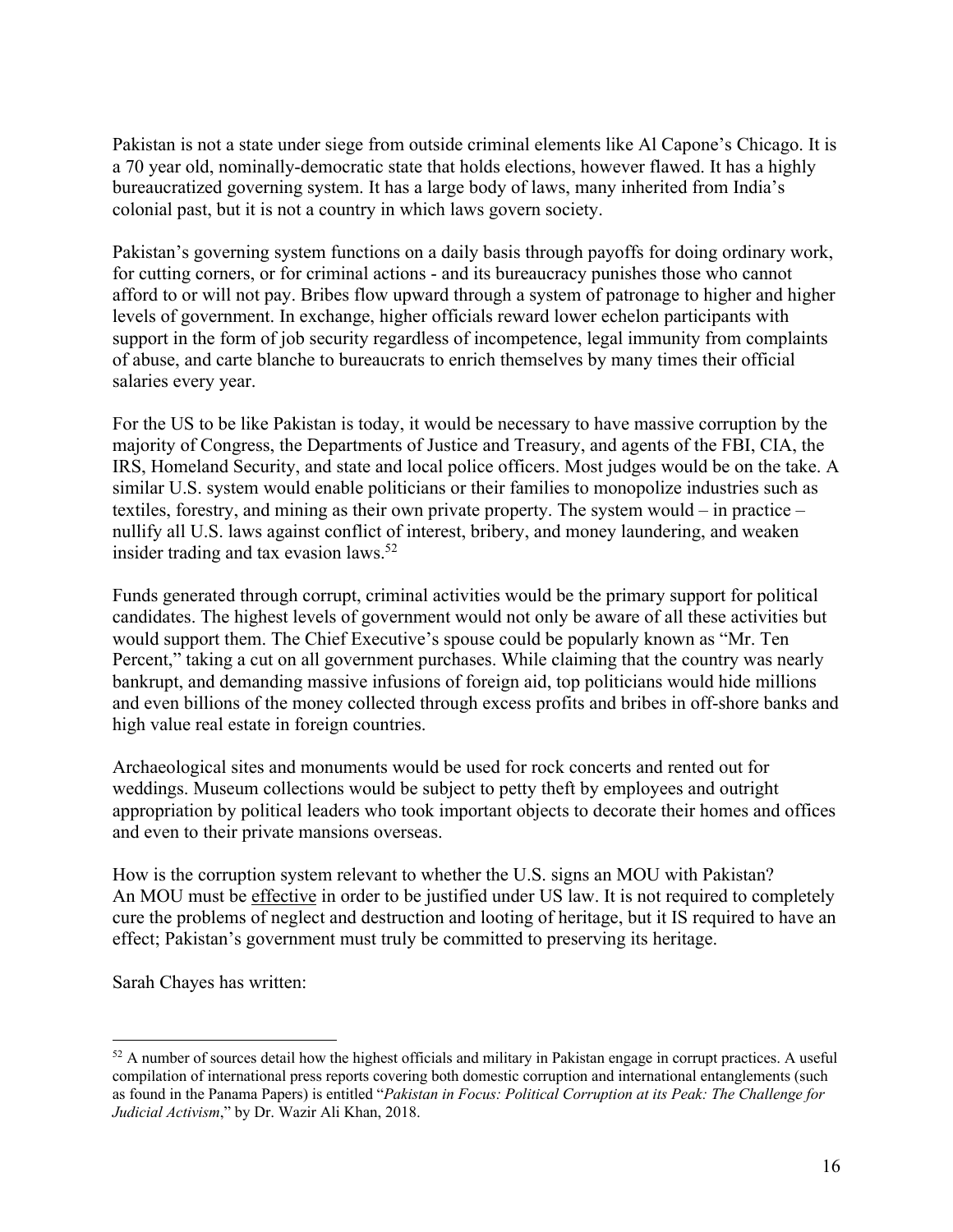Pakistan is not a state under siege from outside criminal elements like Al Capone's Chicago. It is a 70 year old, nominally-democratic state that holds elections, however flawed. It has a highly bureaucratized governing system. It has a large body of laws, many inherited from India's colonial past, but it is not a country in which laws govern society.

Pakistan's governing system functions on a daily basis through payoffs for doing ordinary work, for cutting corners, or for criminal actions - and its bureaucracy punishes those who cannot afford to or will not pay. Bribes flow upward through a system of patronage to higher and higher levels of government. In exchange, higher officials reward lower echelon participants with support in the form of job security regardless of incompetence, legal immunity from complaints of abuse, and carte blanche to bureaucrats to enrich themselves by many times their official salaries every year.

For the US to be like Pakistan is today, it would be necessary to have massive corruption by the majority of Congress, the Departments of Justice and Treasury, and agents of the FBI, CIA, the IRS, Homeland Security, and state and local police officers. Most judges would be on the take. A similar U.S. system would enable politicians or their families to monopolize industries such as textiles, forestry, and mining as their own private property. The system would – in practice – nullify all U.S. laws against conflict of interest, bribery, and money laundering, and weaken insider trading and tax evasion laws.[52]

Funds generated through corrupt, criminal activities would be the primary support for political candidates. The highest levels of government would not only be aware of all these activities but would support them. The Chief Executive's spouse could be popularly known as "Mr. Ten Percent," taking a cut on all government purchases. While claiming that the country was nearly bankrupt, and demanding massive infusions of foreign aid, top politicians would hide millions and even billions of the money collected through excess profits and bribes in off-shore banks and high value real estate in foreign countries.

Archaeological sites and monuments would be used for rock concerts and rented out for weddings. Museum collections would be subject to petty theft by employees and outright appropriation by political leaders who took important objects to decorate their homes and offices and even to their private mansions overseas.

How is the corruption system relevant to whether the U.S. signs an MOU with Pakistan? An MOU must be <u>effective</u> in order to be justified under US law. It is not required to completely cure the problems of neglect and destruction and looting of heritage, but it IS required to have an effect; Pakistan's government must truly be committed to preserving its heritage.

Sarah Chayes has written:

---

[52] A number of sources detail how the highest officials and military in Pakistan engage in corrupt practices. A useful compilation of international press reports covering both domestic corruption and international entanglements (such as found in the Panama Papers) is entitled "*Pakistan in Focus: Political Corruption at its Peak: The Challenge for Judicial Activism*," by Dr. Wazir Ali Khan, 2018.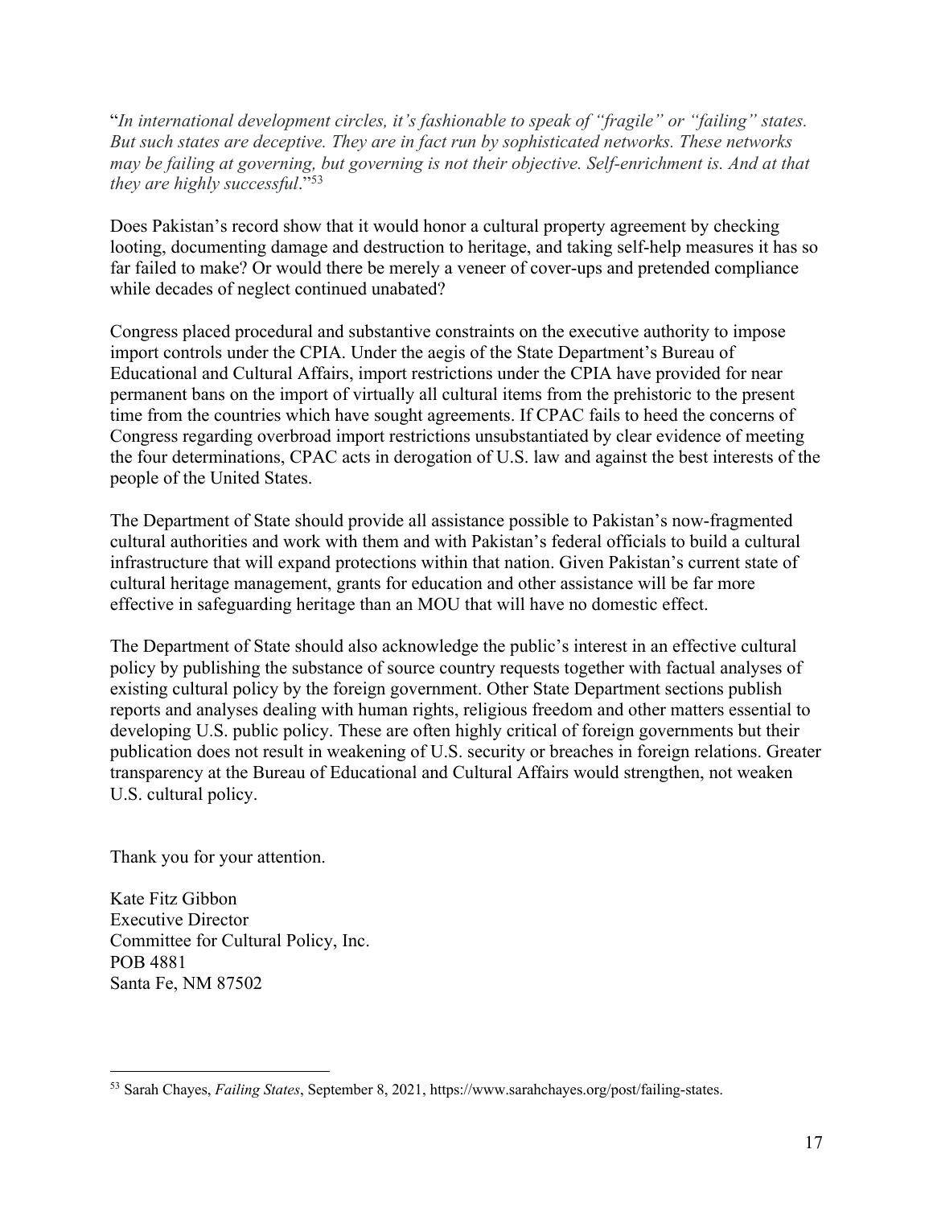"*In international development circles, it's fashionable to speak of "fragile" or "failing" states. But such states are deceptive. They are in fact run by sophisticated networks. These networks may be failing at governing, but governing is not their objective. Self-enrichment is. And at that they are highly successful*."[53]

Does Pakistan's record show that it would honor a cultural property agreement by checking looting, documenting damage and destruction to heritage, and taking self-help measures it has so far failed to make? Or would there be merely a veneer of cover-ups and pretended compliance while decades of neglect continued unabated?

Congress placed procedural and substantive constraints on the executive authority to impose import controls under the CPIA. Under the aegis of the State Department's Bureau of Educational and Cultural Affairs, import restrictions under the CPIA have provided for near permanent bans on the import of virtually all cultural items from the prehistoric to the present time from the countries which have sought agreements. If CPAC fails to heed the concerns of Congress regarding overbroad import restrictions unsubstantiated by clear evidence of meeting the four determinations, CPAC acts in derogation of U.S. law and against the best interests of the people of the United States.

The Department of State should provide all assistance possible to Pakistan's now-fragmented cultural authorities and work with them and with Pakistan's federal officials to build a cultural infrastructure that will expand protections within that nation. Given Pakistan's current state of cultural heritage management, grants for education and other assistance will be far more effective in safeguarding heritage than an MOU that will have no domestic effect.

The Department of State should also acknowledge the public's interest in an effective cultural policy by publishing the substance of source country requests together with factual analyses of existing cultural policy by the foreign government. Other State Department sections publish reports and analyses dealing with human rights, religious freedom and other matters essential to developing U.S. public policy. These are often highly critical of foreign governments but their publication does not result in weakening of U.S. security or breaches in foreign relations. Greater transparency at the Bureau of Educational and Cultural Affairs would strengthen, not weaken U.S. cultural policy.

Thank you for your attention.

Kate Fitz Gibbon
Executive Director
Committee for Cultural Policy, Inc.
POB 4881
Santa Fe, NM 87502

---

[53] Sarah Chayes, *Failing States*, September 8, 2021, https://www.sarahchayes.org/post/failing-states.